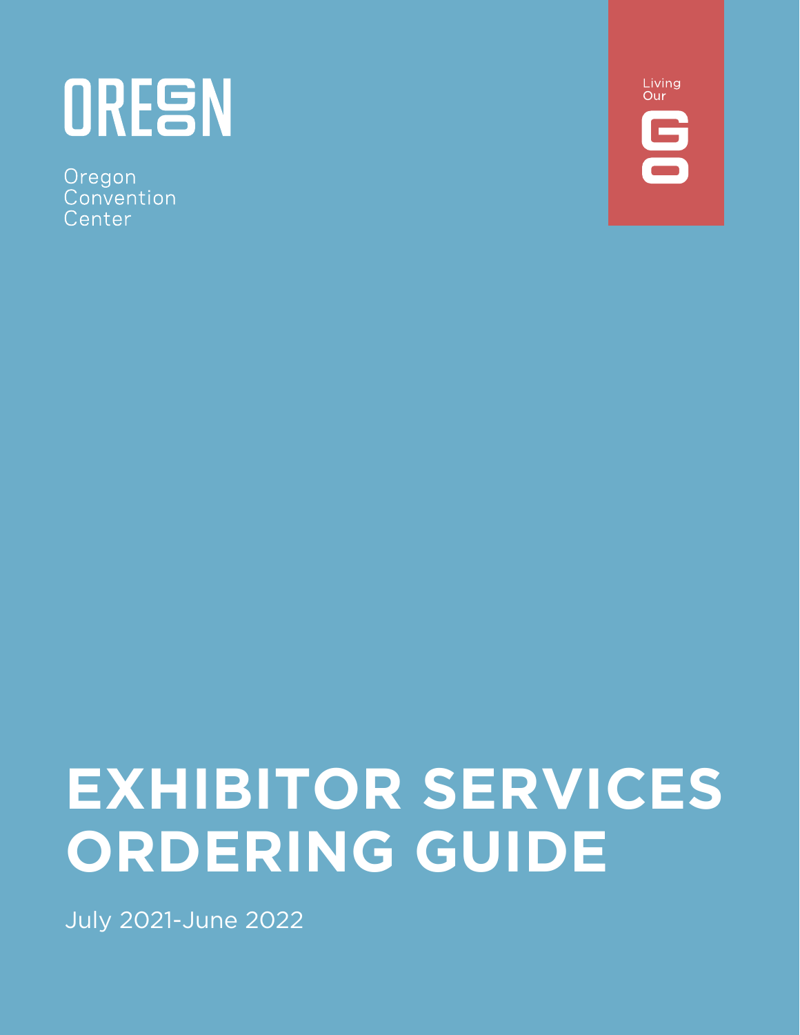OREGON

Oregon
Convention
Center

Living
Our
GO

# EXHIBITOR SERVICES ORDERING GUIDE

July 2021-June 2022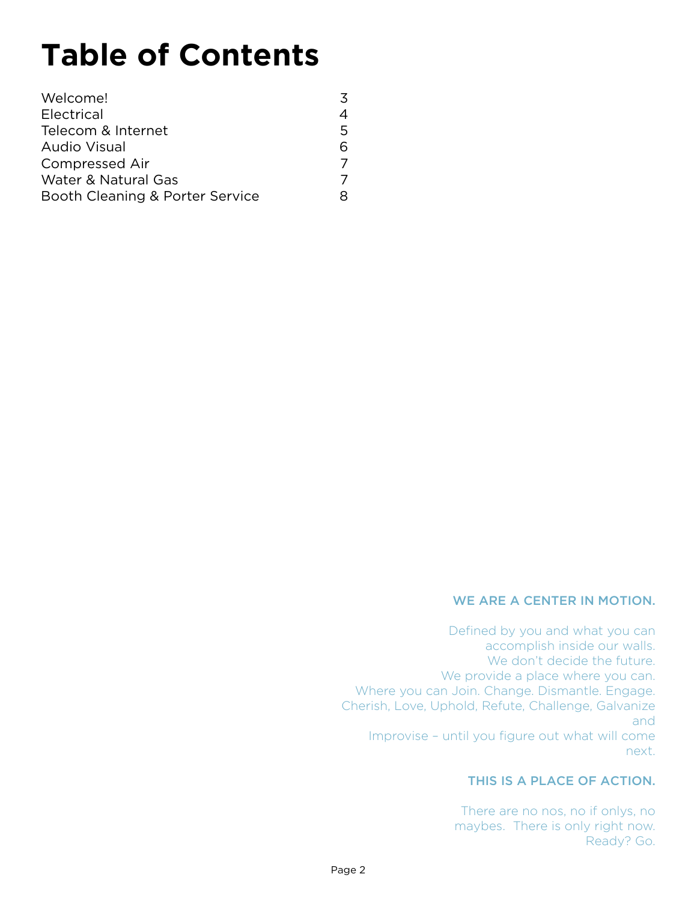# Table of Contents

| | |
|---|---|
| Welcome! | 3 |
| Electrical | 4 |
| Telecom & Internet | 5 |
| Audio Visual | 6 |
| Compressed Air | 7 |
| Water & Natural Gas | 7 |
| Booth Cleaning & Porter Service | 8 |

WE ARE A CENTER IN MOTION.

Defined by you and what you can accomplish inside our walls. We don't decide the future. We provide a place where you can. Where you can Join. Change. Dismantle. Engage. Cherish, Love, Uphold, Refute, Challenge, Galvanize and Improvise – until you figure out what will come next.

THIS IS A PLACE OF ACTION.

There are no nos, no if onlys, no maybes. There is only right now. Ready? Go.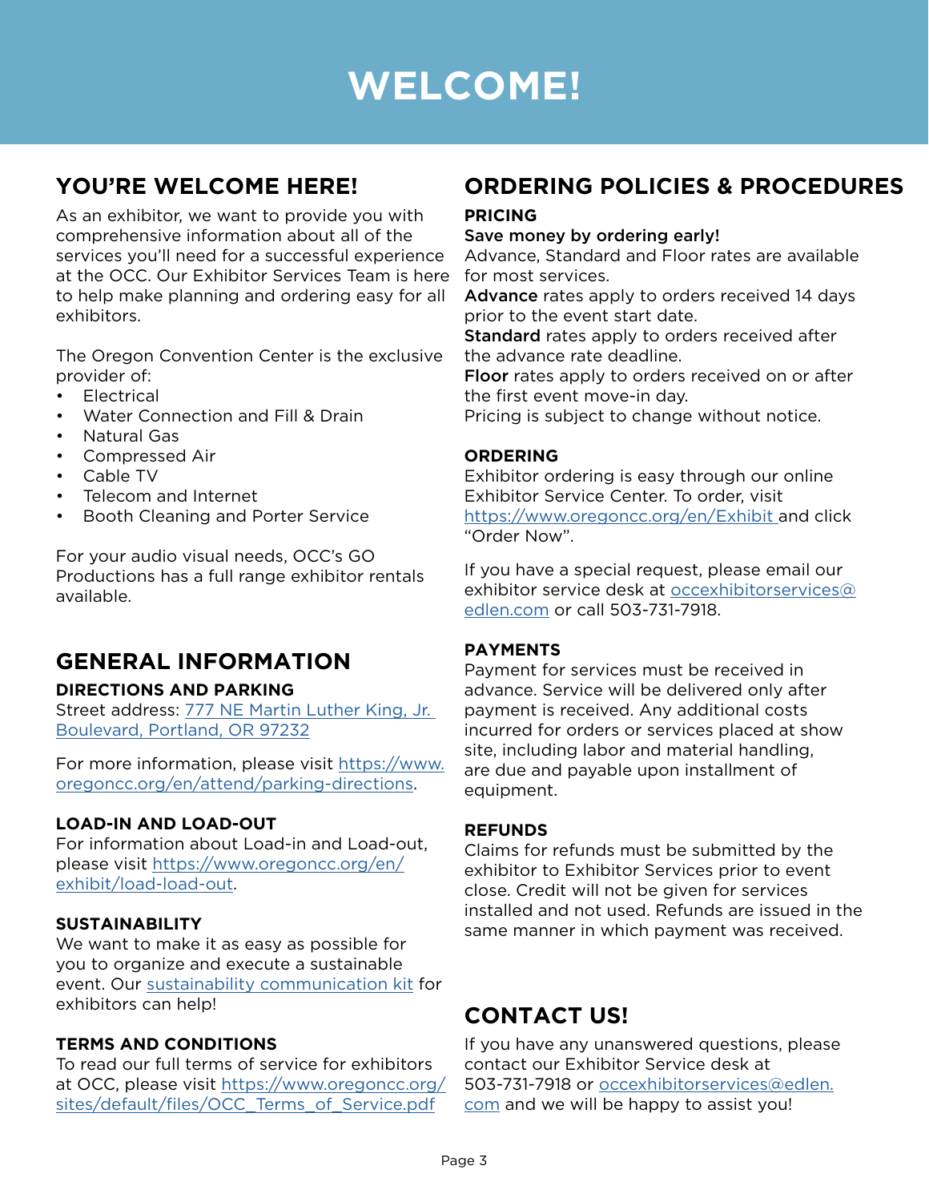# WELCOME!

## YOU'RE WELCOME HERE!

As an exhibitor, we want to provide you with comprehensive information about all of the services you'll need for a successful experience at the OCC. Our Exhibitor Services Team is here to help make planning and ordering easy for all exhibitors.

The Oregon Convention Center is the exclusive provider of:

- Electrical
- Water Connection and Fill & Drain
- Natural Gas
- Compressed Air
- Cable TV
- Telecom and Internet
- Booth Cleaning and Porter Service

For your audio visual needs, OCC's GO Productions has a full range exhibitor rentals available.

## GENERAL INFORMATION

### DIRECTIONS AND PARKING

Street address: 777 NE Martin Luther King, Jr. Boulevard, Portland, OR 97232

For more information, please visit https://www.oregoncc.org/en/attend/parking-directions.

### LOAD-IN AND LOAD-OUT

For information about Load-in and Load-out, please visit https://www.oregoncc.org/en/exhibit/load-load-out.

### SUSTAINABILITY

We want to make it as easy as possible for you to organize and execute a sustainable event. Our sustainability communication kit for exhibitors can help!

### TERMS AND CONDITIONS

To read our full terms of service for exhibitors at OCC, please visit https://www.oregoncc.org/sites/default/files/OCC_Terms_of_Service.pdf

## ORDERING POLICIES & PROCEDURES

### PRICING

Save money by ordering early!

Advance, Standard and Floor rates are available for most services.

**Advance** rates apply to orders received 14 days prior to the event start date.

**Standard** rates apply to orders received after the advance rate deadline.

**Floor** rates apply to orders received on or after the first event move-in day.

Pricing is subject to change without notice.

### ORDERING

Exhibitor ordering is easy through our online Exhibitor Service Center. To order, visit https://www.oregoncc.org/en/Exhibit and click "Order Now".

If you have a special request, please email our exhibitor service desk at occexhibitorservices@edlen.com or call 503-731-7918.

### PAYMENTS

Payment for services must be received in advance. Service will be delivered only after payment is received. Any additional costs incurred for orders or services placed at show site, including labor and material handling, are due and payable upon installment of equipment.

### REFUNDS

Claims for refunds must be submitted by the exhibitor to Exhibitor Services prior to event close. Credit will not be given for services installed and not used. Refunds are issued in the same manner in which payment was received.

## CONTACT US!

If you have any unanswered questions, please contact our Exhibitor Service desk at 503-731-7918 or occexhibitorservices@edlen.com and we will be happy to assist you!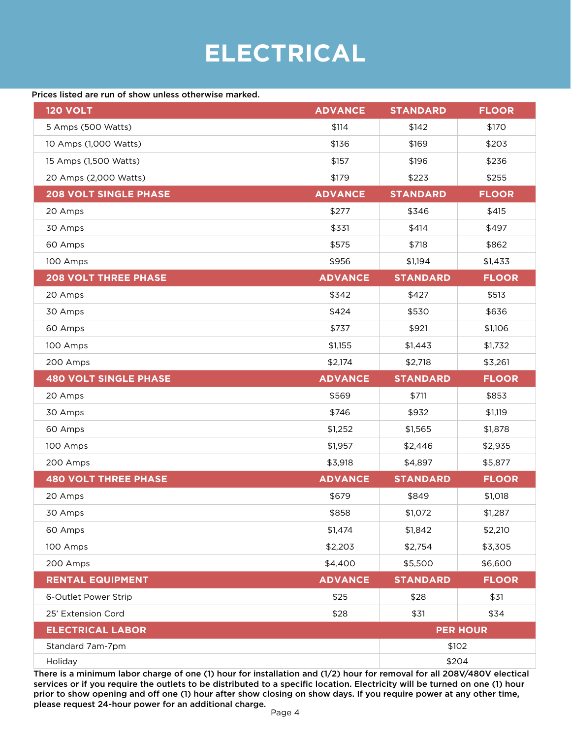# ELECTRICAL

**Prices listed are run of show unless otherwise marked.**

| 120 VOLT | ADVANCE | STANDARD | FLOOR |
|---|---|---|---|
| 5 Amps (500 Watts) | $114 | $142 | $170 |
| 10 Amps (1,000 Watts) | $136 | $169 | $203 |
| 15 Amps (1,500 Watts) | $157 | $196 | $236 |
| 20 Amps (2,000 Watts) | $179 | $223 | $255 |
| **208 VOLT SINGLE PHASE** | **ADVANCE** | **STANDARD** | **FLOOR** |
| 20 Amps | $277 | $346 | $415 |
| 30 Amps | $331 | $414 | $497 |
| 60 Amps | $575 | $718 | $862 |
| 100 Amps | $956 | $1,194 | $1,433 |
| **208 VOLT THREE PHASE** | **ADVANCE** | **STANDARD** | **FLOOR** |
| 20 Amps | $342 | $427 | $513 |
| 30 Amps | $424 | $530 | $636 |
| 60 Amps | $737 | $921 | $1,106 |
| 100 Amps | $1,155 | $1,443 | $1,732 |
| 200 Amps | $2,174 | $2,718 | $3,261 |
| **480 VOLT SINGLE PHASE** | **ADVANCE** | **STANDARD** | **FLOOR** |
| 20 Amps | $569 | $711 | $853 |
| 30 Amps | $746 | $932 | $1,119 |
| 60 Amps | $1,252 | $1,565 | $1,878 |
| 100 Amps | $1,957 | $2,446 | $2,935 |
| 200 Amps | $3,918 | $4,897 | $5,877 |
| **480 VOLT THREE PHASE** | **ADVANCE** | **STANDARD** | **FLOOR** |
| 20 Amps | $679 | $849 | $1,018 |
| 30 Amps | $858 | $1,072 | $1,287 |
| 60 Amps | $1,474 | $1,842 | $2,210 |
| 100 Amps | $2,203 | $2,754 | $3,305 |
| 200 Amps | $4,400 | $5,500 | $6,600 |
| **RENTAL EQUIPMENT** | **ADVANCE** | **STANDARD** | **FLOOR** |
| 6-Outlet Power Strip | $25 | $28 | $31 |
| 25' Extension Cord | $28 | $31 | $34 |

| ELECTRICAL LABOR | PER HOUR |
|---|---|
| Standard 7am-7pm | $102 |
| Holiday | $204 |

**There is a minimum labor charge of one (1) hour for installation and (1/2) hour for removal for all 208V/480V electrical services or if you require the outlets to be distributed to a specific location. Electricity will be turned on one (1) hour prior to show opening and off one (1) hour after show closing on show days. If you require power at any other time, please request 24-hour power for an additional charge.**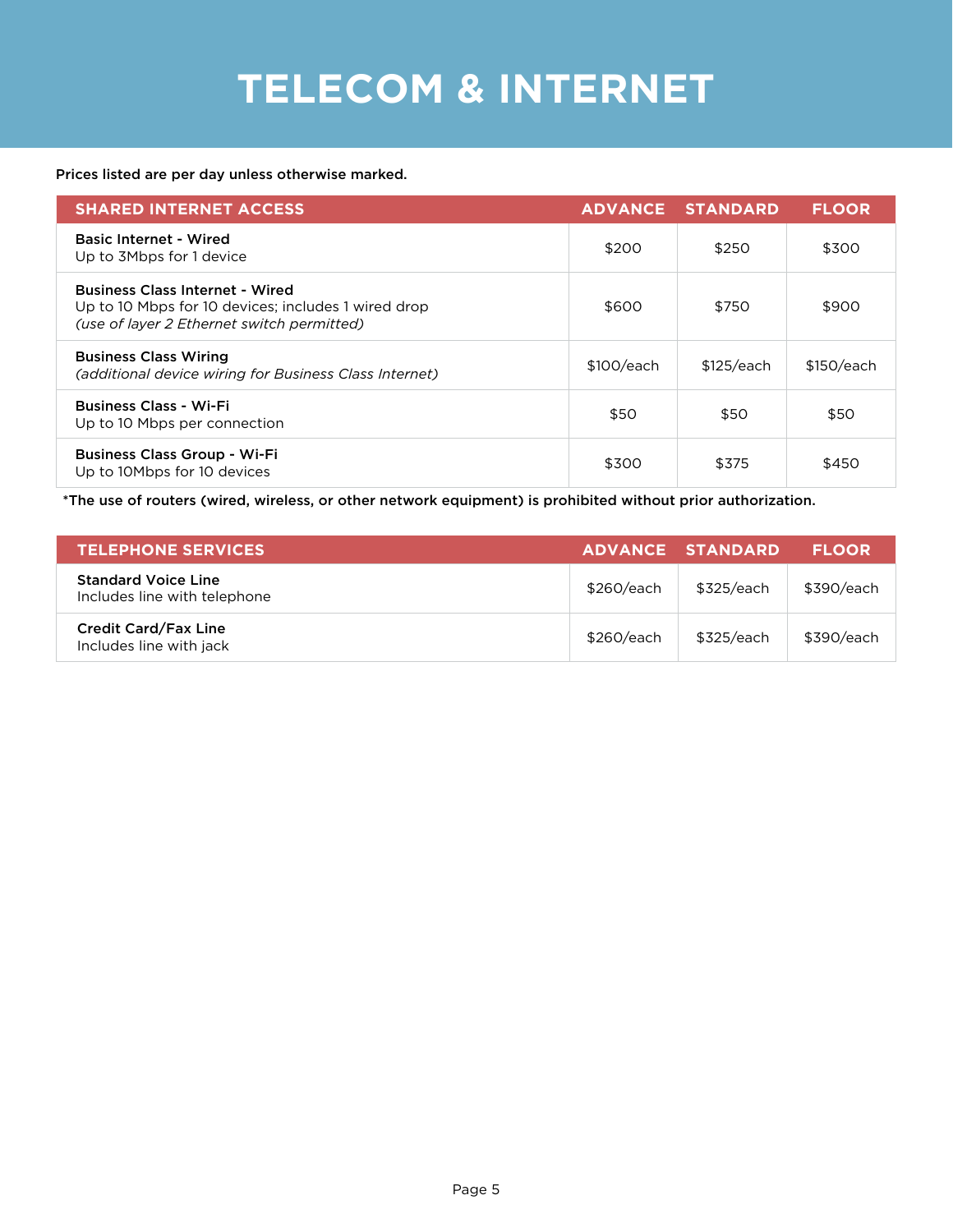# TELECOM & INTERNET

Prices listed are per day unless otherwise marked.

| SHARED INTERNET ACCESS | ADVANCE | STANDARD | FLOOR |
|---|---|---|---|
| **Basic Internet - Wired**<br>Up to 3Mbps for 1 device | $200 | $250 | $300 |
| **Business Class Internet - Wired**<br>Up to 10 Mbps for 10 devices; includes 1 wired drop<br>*(use of layer 2 Ethernet switch permitted)* | $600 | $750 | $900 |
| **Business Class Wiring**<br>*(additional device wiring for Business Class Internet)* | $100/each | $125/each | $150/each |
| **Business Class - Wi-Fi**<br>Up to 10 Mbps per connection | $50 | $50 | $50 |
| **Business Class Group - Wi-Fi**<br>Up to 10Mbps for 10 devices | $300 | $375 | $450 |

*The use of routers (wired, wireless, or other network equipment) is prohibited without prior authorization.

| TELEPHONE SERVICES | ADVANCE | STANDARD | FLOOR |
|---|---|---|---|
| **Standard Voice Line**<br>Includes line with telephone | $260/each | $325/each | $390/each |
| **Credit Card/Fax Line**<br>Includes line with jack | $260/each | $325/each | $390/each |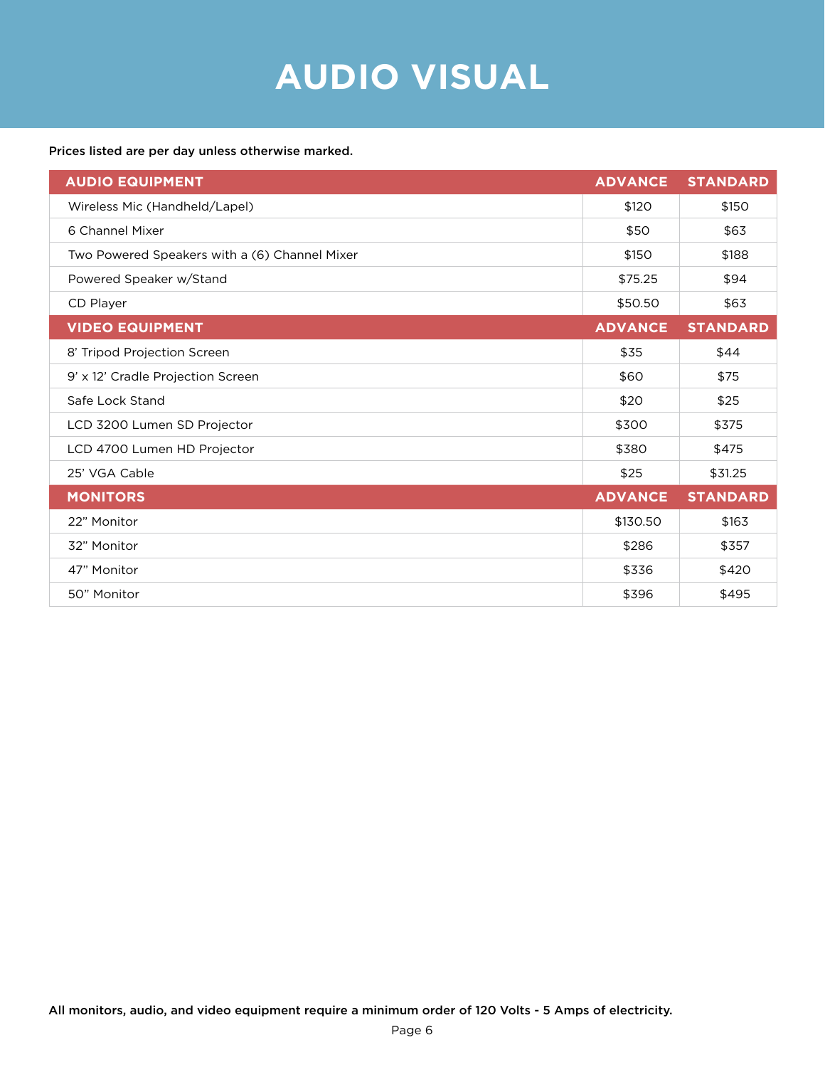# AUDIO VISUAL

**Prices listed are per day unless otherwise marked.**

| AUDIO EQUIPMENT | ADVANCE | STANDARD |
|---|---|---|
| Wireless Mic (Handheld/Lapel) | $120 | $150 |
| 6 Channel Mixer | $50 | $63 |
| Two Powered Speakers with a (6) Channel Mixer | $150 | $188 |
| Powered Speaker w/Stand | $75.25 | $94 |
| CD Player | $50.50 | $63 |
| **VIDEO EQUIPMENT** | **ADVANCE** | **STANDARD** |
| 8' Tripod Projection Screen | $35 | $44 |
| 9' x 12' Cradle Projection Screen | $60 | $75 |
| Safe Lock Stand | $20 | $25 |
| LCD 3200 Lumen SD Projector | $300 | $375 |
| LCD 4700 Lumen HD Projector | $380 | $475 |
| 25' VGA Cable | $25 | $31.25 |
| **MONITORS** | **ADVANCE** | **STANDARD** |
| 22" Monitor | $130.50 | $163 |
| 32" Monitor | $286 | $357 |
| 47" Monitor | $336 | $420 |
| 50" Monitor | $396 | $495 |

**All monitors, audio, and video equipment require a minimum order of 120 Volts - 5 Amps of electricity.**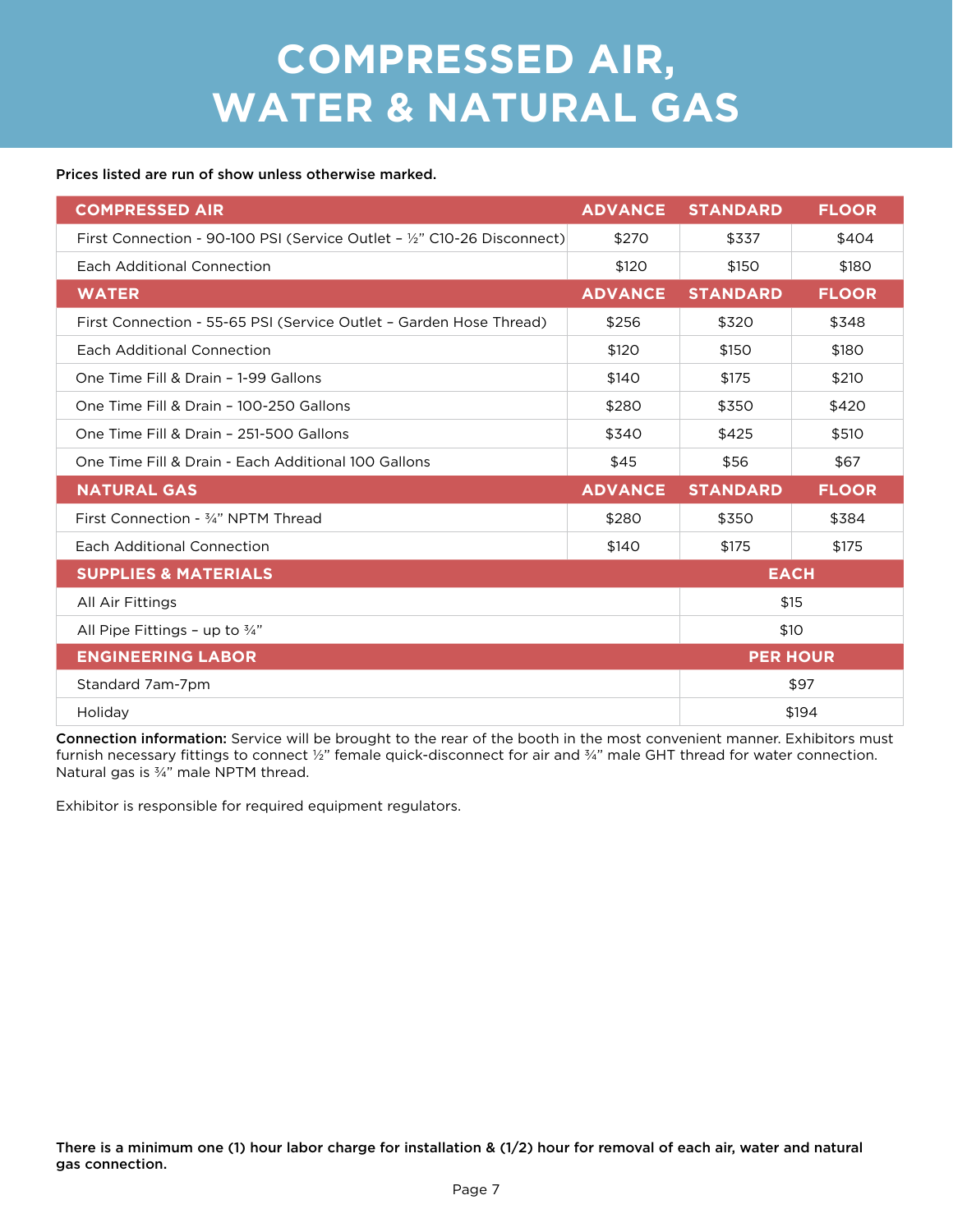# COMPRESSED AIR, WATER & NATURAL GAS

**Prices listed are run of show unless otherwise marked.**

| COMPRESSED AIR | ADVANCE | STANDARD | FLOOR |
|---|---|---|---|
| First Connection - 90-100 PSI (Service Outlet – ½" C10-26 Disconnect) | $270 | $337 | $404 |
| Each Additional Connection | $120 | $150 | $180 |
| **WATER** | **ADVANCE** | **STANDARD** | **FLOOR** |
| First Connection - 55-65 PSI (Service Outlet – Garden Hose Thread) | $256 | $320 | $348 |
| Each Additional Connection | $120 | $150 | $180 |
| One Time Fill & Drain – 1-99 Gallons | $140 | $175 | $210 |
| One Time Fill & Drain – 100-250 Gallons | $280 | $350 | $420 |
| One Time Fill & Drain – 251-500 Gallons | $340 | $425 | $510 |
| One Time Fill & Drain - Each Additional 100 Gallons | $45 | $56 | $67 |
| **NATURAL GAS** | **ADVANCE** | **STANDARD** | **FLOOR** |
| First Connection - ¾" NPTM Thread | $280 | $350 | $384 |
| Each Additional Connection | $140 | $175 | $175 |

| SUPPLIES & MATERIALS | EACH |
|---|---|
| All Air Fittings | $15 |
| All Pipe Fittings – up to ¾" | $10 |
| **ENGINEERING LABOR** | **PER HOUR** |
| Standard 7am-7pm | $97 |
| Holiday | $194 |

**Connection information:** Service will be brought to the rear of the booth in the most convenient manner. Exhibitors must furnish necessary fittings to connect ½" female quick-disconnect for air and ¾" male GHT thread for water connection. Natural gas is ¾" male NPTM thread.

Exhibitor is responsible for required equipment regulators.

**There is a minimum one (1) hour labor charge for installation & (1/2) hour for removal of each air, water and natural gas connection.**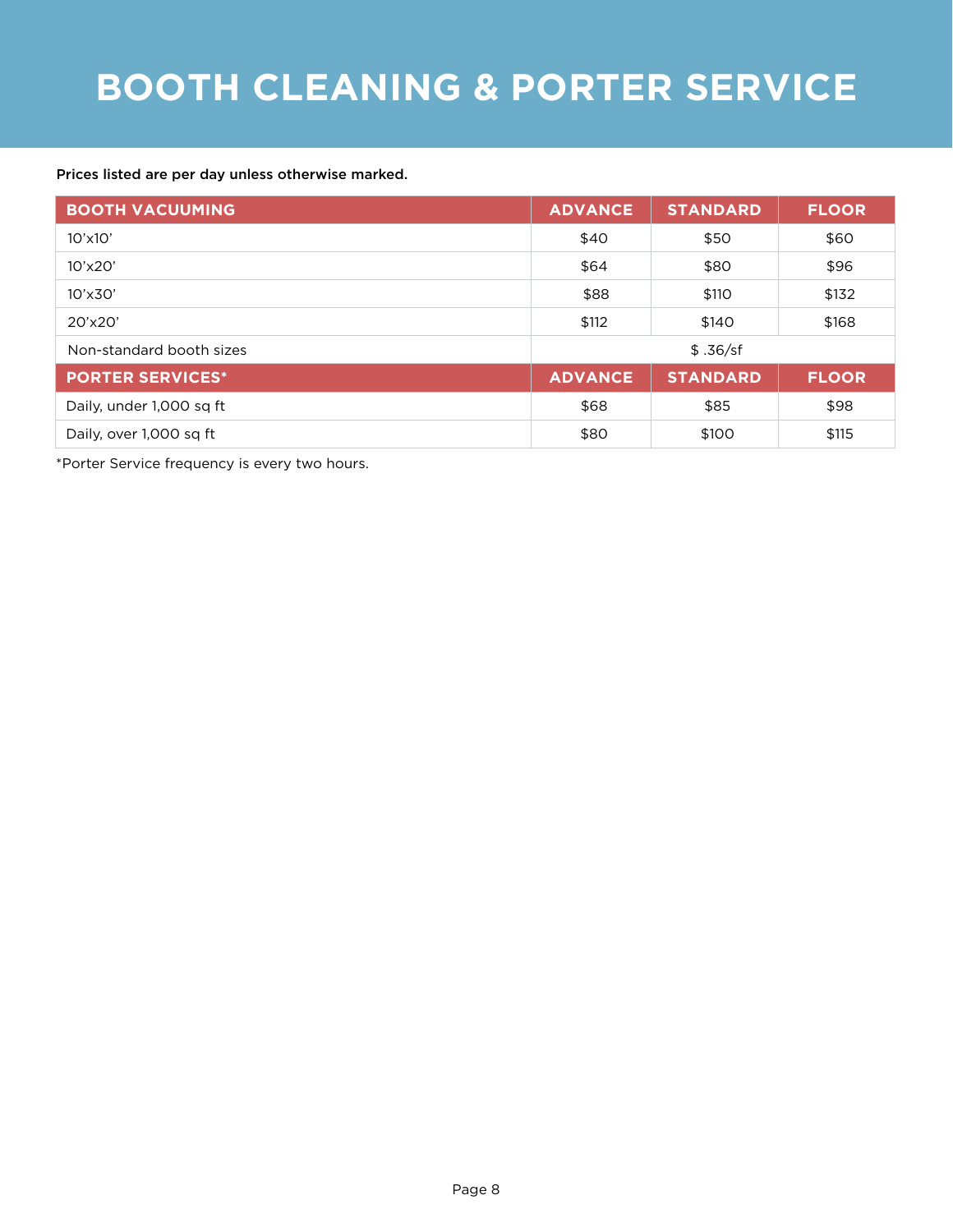# BOOTH CLEANING & PORTER SERVICE

**Prices listed are per day unless otherwise marked.**

| BOOTH VACUUMING | ADVANCE | STANDARD | FLOOR |
|---|---|---|---|
| 10'x10' | $40 | $50 | $60 |
| 10'x20' | $64 | $80 | $96 |
| 10'x30' | $88 | $110 | $132 |
| 20'x20' | $112 | $140 | $168 |
| Non-standard booth sizes | $ .36/sf | | |
| **PORTER SERVICES*** | **ADVANCE** | **STANDARD** | **FLOOR** |
| Daily, under 1,000 sq ft | $68 | $85 | $98 |
| Daily, over 1,000 sq ft | $80 | $100 | $115 |

*Porter Service frequency is every two hours.